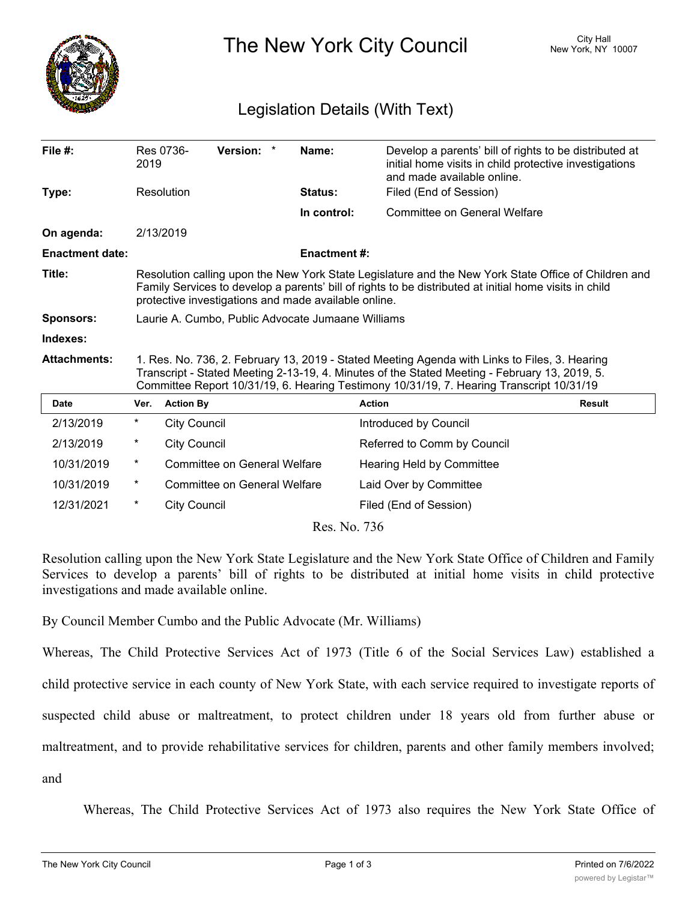# The New York City Council

City Hall
New York, NY 10007

## Legislation Details (With Text)

| | | | |
|---|---|---|---|
| **File #:** | Res 0736-2019 **Version:** * | **Name:** | Develop a parents' bill of rights to be distributed at initial home visits in child protective investigations and made available online. |
| **Type:** | Resolution | **Status:** | Filed (End of Session) |
| | | **In control:** | Committee on General Welfare |
| **On agenda:** | 2/13/2019 | | |
| **Enactment date:** | | **Enactment #:** | |

**Title:** Resolution calling upon the New York State Legislature and the New York State Office of Children and Family Services to develop a parents' bill of rights to be distributed at initial home visits in child protective investigations and made available online.

**Sponsors:** Laurie A. Cumbo, Public Advocate Jumaane Williams

**Indexes:**

**Attachments:** 1. Res. No. 736, 2. February 13, 2019 - Stated Meeting Agenda with Links to Files, 3. Hearing Transcript - Stated Meeting 2-13-19, 4. Minutes of the Stated Meeting - February 13, 2019, 5. Committee Report 10/31/19, 6. Hearing Testimony 10/31/19, 7. Hearing Transcript 10/31/19

| Date | Ver. | Action By | Action | Result |
|---|---|---|---|---|
| 2/13/2019 | * | City Council | Introduced by Council | |
| 2/13/2019 | * | City Council | Referred to Comm by Council | |
| 10/31/2019 | * | Committee on General Welfare | Hearing Held by Committee | |
| 10/31/2019 | * | Committee on General Welfare | Laid Over by Committee | |
| 12/31/2021 | * | City Council | Filed (End of Session) | |

Res. No. 736

Resolution calling upon the New York State Legislature and the New York State Office of Children and Family Services to develop a parents' bill of rights to be distributed at initial home visits in child protective investigations and made available online.

By Council Member Cumbo and the Public Advocate (Mr. Williams)

Whereas, The Child Protective Services Act of 1973 (Title 6 of the Social Services Law) established a child protective service in each county of New York State, with each service required to investigate reports of suspected child abuse or maltreatment, to protect children under 18 years old from further abuse or maltreatment, and to provide rehabilitative services for children, parents and other family members involved; and

Whereas, The Child Protective Services Act of 1973 also requires the New York State Office of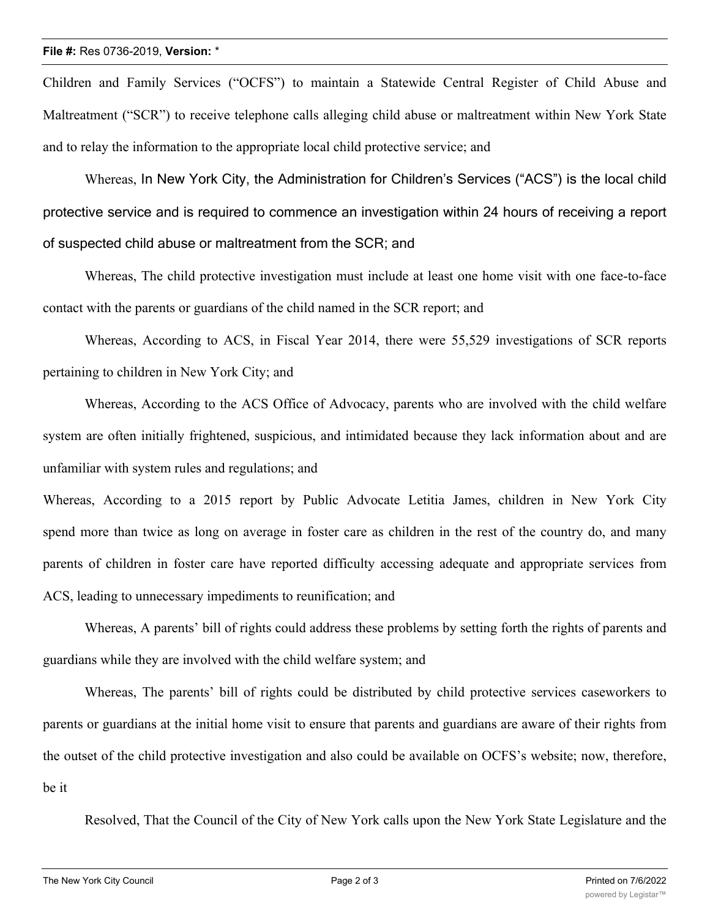Children and Family Services ("OCFS") to maintain a Statewide Central Register of Child Abuse and Maltreatment ("SCR") to receive telephone calls alleging child abuse or maltreatment within New York State and to relay the information to the appropriate local child protective service; and

Whereas, In New York City, the Administration for Children's Services ("ACS") is the local child protective service and is required to commence an investigation within 24 hours of receiving a report of suspected child abuse or maltreatment from the SCR; and

Whereas, The child protective investigation must include at least one home visit with one face-to-face contact with the parents or guardians of the child named in the SCR report; and

Whereas, According to ACS, in Fiscal Year 2014, there were 55,529 investigations of SCR reports pertaining to children in New York City; and

Whereas, According to the ACS Office of Advocacy, parents who are involved with the child welfare system are often initially frightened, suspicious, and intimidated because they lack information about and are unfamiliar with system rules and regulations; and

Whereas, According to a 2015 report by Public Advocate Letitia James, children in New York City spend more than twice as long on average in foster care as children in the rest of the country do, and many parents of children in foster care have reported difficulty accessing adequate and appropriate services from ACS, leading to unnecessary impediments to reunification; and

Whereas, A parents' bill of rights could address these problems by setting forth the rights of parents and guardians while they are involved with the child welfare system; and

Whereas, The parents' bill of rights could be distributed by child protective services caseworkers to parents or guardians at the initial home visit to ensure that parents and guardians are aware of their rights from the outset of the child protective investigation and also could be available on OCFS's website; now, therefore, be it

Resolved, That the Council of the City of New York calls upon the New York State Legislature and the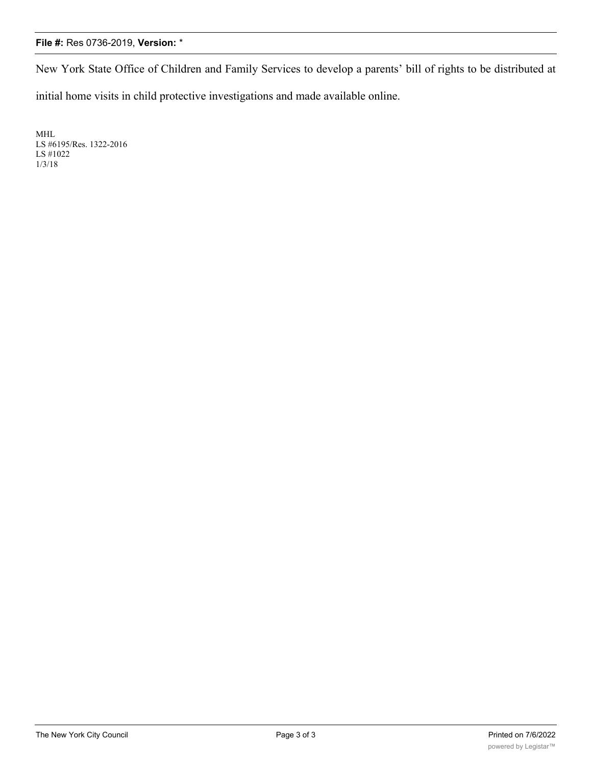New York State Office of Children and Family Services to develop a parents' bill of rights to be distributed at initial home visits in child protective investigations and made available online.

MHL
LS #6195/Res. 1322-2016
LS #1022
1/3/18